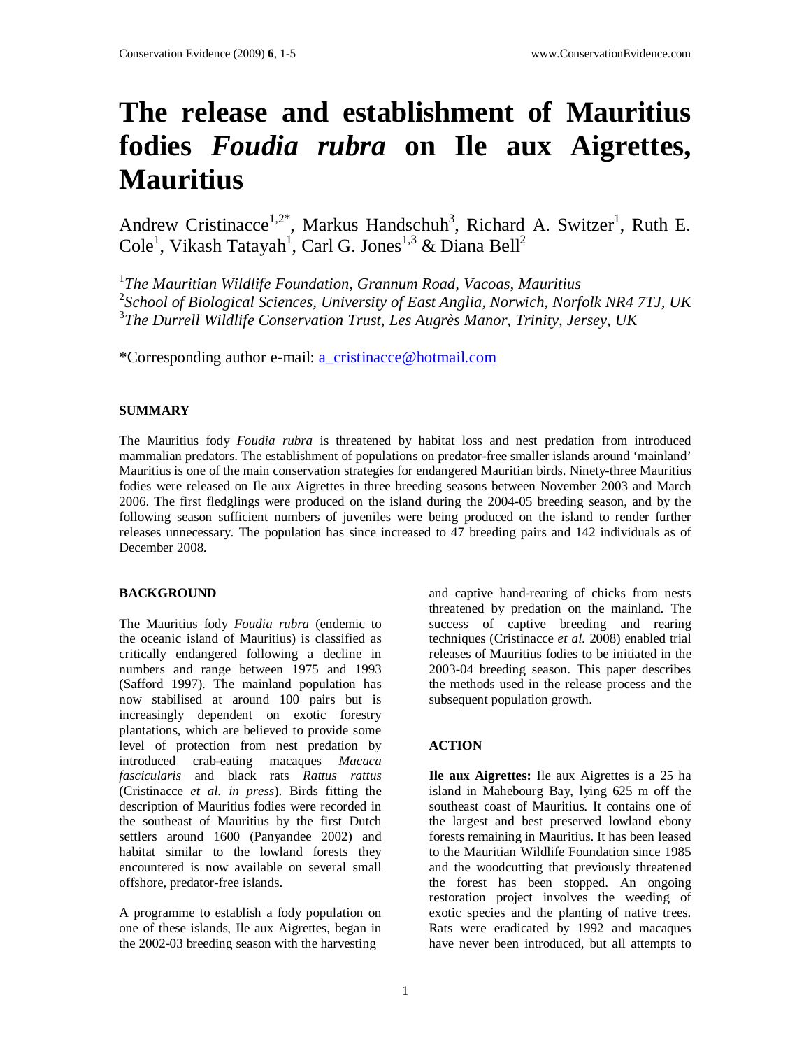# The release and establishment of Mauritius fodies *Foudia rubra* on Ile aux Aigrettes, Mauritius

Andrew Cristinacce[1,2*], Markus Handschuh[3], Richard A. Switzer[1], Ruth E. Cole[1], Vikash Tatayah[1], Carl G. Jones[1,3] & Diana Bell[2]

[1] *The Mauritian Wildlife Foundation, Grannum Road, Vacoas, Mauritius*
[2] *School of Biological Sciences, University of East Anglia, Norwich, Norfolk NR4 7TJ, UK*
[3] *The Durrell Wildlife Conservation Trust, Les Augrès Manor, Trinity, Jersey, UK*

*Corresponding author e-mail: a_cristinacce@hotmail.com

## SUMMARY

The Mauritius fody *Foudia rubra* is threatened by habitat loss and nest predation from introduced mammalian predators. The establishment of populations on predator-free smaller islands around 'mainland' Mauritius is one of the main conservation strategies for endangered Mauritian birds. Ninety-three Mauritius fodies were released on Ile aux Aigrettes in three breeding seasons between November 2003 and March 2006. The first fledglings were produced on the island during the 2004-05 breeding season, and by the following season sufficient numbers of juveniles were being produced on the island to render further releases unnecessary. The population has since increased to 47 breeding pairs and 142 individuals as of December 2008.

## BACKGROUND

The Mauritius fody *Foudia rubra* (endemic to the oceanic island of Mauritius) is classified as critically endangered following a decline in numbers and range between 1975 and 1993 (Safford 1997). The mainland population has now stabilised at around 100 pairs but is increasingly dependent on exotic forestry plantations, which are believed to provide some level of protection from nest predation by introduced crab-eating macaques *Macaca fascicularis* and black rats *Rattus rattus* (Cristinacce *et al. in press*). Birds fitting the description of Mauritius fodies were recorded in the southeast of Mauritius by the first Dutch settlers around 1600 (Panyandee 2002) and habitat similar to the lowland forests they encountered is now available on several small offshore, predator-free islands.

A programme to establish a fody population on one of these islands, Ile aux Aigrettes, began in the 2002-03 breeding season with the harvesting and captive hand-rearing of chicks from nests threatened by predation on the mainland. The success of captive breeding and rearing techniques (Cristinacce *et al.* 2008) enabled trial releases of Mauritius fodies to be initiated in the 2003-04 breeding season. This paper describes the methods used in the release process and the subsequent population growth.

## ACTION

**Ile aux Aigrettes:** Ile aux Aigrettes is a 25 ha island in Mahebourg Bay, lying 625 m off the southeast coast of Mauritius. It contains one of the largest and best preserved lowland ebony forests remaining in Mauritius. It has been leased to the Mauritian Wildlife Foundation since 1985 and the woodcutting that previously threatened the forest has been stopped. An ongoing restoration project involves the weeding of exotic species and the planting of native trees. Rats were eradicated by 1992 and macaques have never been introduced, but all attempts to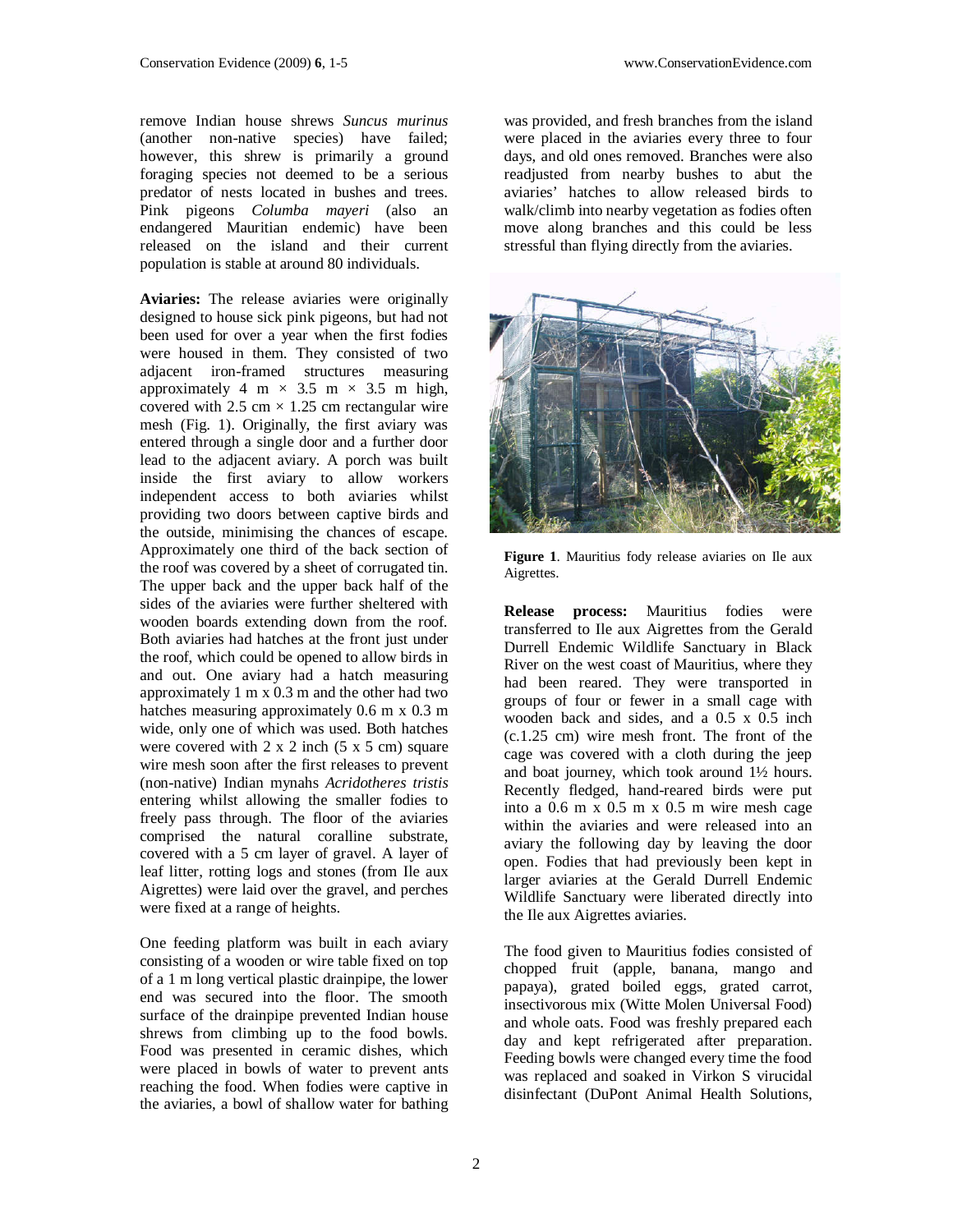remove Indian house shrews *Suncus murinus* (another non-native species) have failed; however, this shrew is primarily a ground foraging species not deemed to be a serious predator of nests located in bushes and trees. Pink pigeons *Columba mayeri* (also an endangered Mauritian endemic) have been released on the island and their current population is stable at around 80 individuals.

**Aviaries:** The release aviaries were originally designed to house sick pink pigeons, but had not been used for over a year when the first fodies were housed in them. They consisted of two adjacent iron-framed structures measuring approximately 4 m × 3.5 m × 3.5 m high, covered with 2.5 cm × 1.25 cm rectangular wire mesh (Fig. 1). Originally, the first aviary was entered through a single door and a further door lead to the adjacent aviary. A porch was built inside the first aviary to allow workers independent access to both aviaries whilst providing two doors between captive birds and the outside, minimising the chances of escape. Approximately one third of the back section of the roof was covered by a sheet of corrugated tin. The upper back and the upper back half of the sides of the aviaries were further sheltered with wooden boards extending down from the roof. Both aviaries had hatches at the front just under the roof, which could be opened to allow birds in and out. One aviary had a hatch measuring approximately 1 m x 0.3 m and the other had two hatches measuring approximately 0.6 m x 0.3 m wide, only one of which was used. Both hatches were covered with 2 x 2 inch (5 x 5 cm) square wire mesh soon after the first releases to prevent (non-native) Indian mynahs *Acridotheres tristis* entering whilst allowing the smaller fodies to freely pass through. The floor of the aviaries comprised the natural coralline substrate, covered with a 5 cm layer of gravel. A layer of leaf litter, rotting logs and stones (from Ile aux Aigrettes) were laid over the gravel, and perches were fixed at a range of heights.

One feeding platform was built in each aviary consisting of a wooden or wire table fixed on top of a 1 m long vertical plastic drainpipe, the lower end was secured into the floor. The smooth surface of the drainpipe prevented Indian house shrews from climbing up to the food bowls. Food was presented in ceramic dishes, which were placed in bowls of water to prevent ants reaching the food. When fodies were captive in the aviaries, a bowl of shallow water for bathing was provided, and fresh branches from the island were placed in the aviaries every three to four days, and old ones removed. Branches were also readjusted from nearby bushes to abut the aviaries' hatches to allow released birds to walk/climb into nearby vegetation as fodies often move along branches and this could be less stressful than flying directly from the aviaries.

**Figure 1**. Mauritius fody release aviaries on Ile aux Aigrettes.

**Release process:** Mauritius fodies were transferred to Ile aux Aigrettes from the Gerald Durrell Endemic Wildlife Sanctuary in Black River on the west coast of Mauritius, where they had been reared. They were transported in groups of four or fewer in a small cage with wooden back and sides, and a 0.5 x 0.5 inch (c.1.25 cm) wire mesh front. The front of the cage was covered with a cloth during the jeep and boat journey, which took around 1½ hours. Recently fledged, hand-reared birds were put into a 0.6 m x 0.5 m x 0.5 m wire mesh cage within the aviaries and were released into an aviary the following day by leaving the door open. Fodies that had previously been kept in larger aviaries at the Gerald Durrell Endemic Wildlife Sanctuary were liberated directly into the Ile aux Aigrettes aviaries.

The food given to Mauritius fodies consisted of chopped fruit (apple, banana, mango and papaya), grated boiled eggs, grated carrot, insectivorous mix (Witte Molen Universal Food) and whole oats. Food was freshly prepared each day and kept refrigerated after preparation. Feeding bowls were changed every time the food was replaced and soaked in Virkon S virucidal disinfectant (DuPont Animal Health Solutions,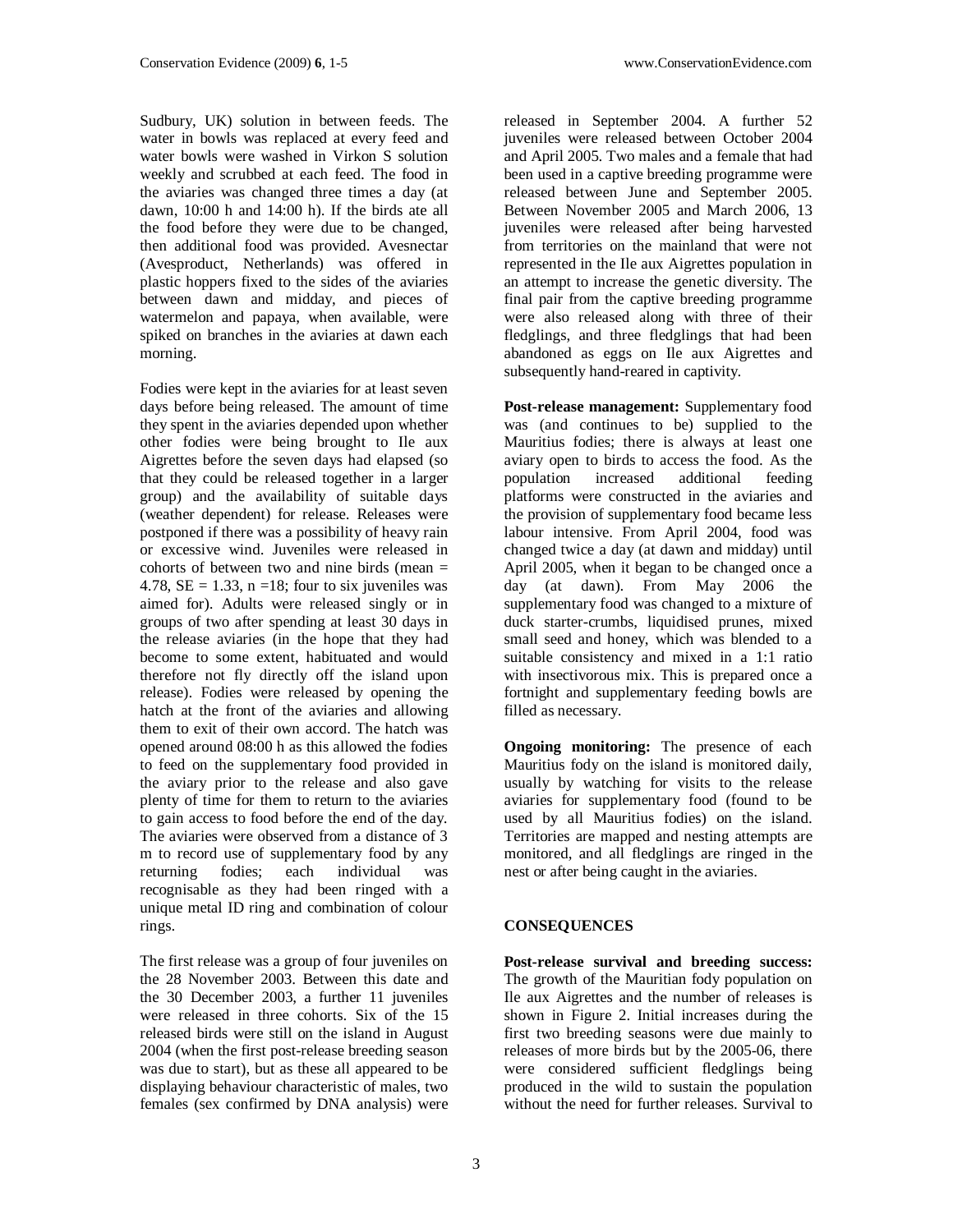Sudbury, UK) solution in between feeds. The water in bowls was replaced at every feed and water bowls were washed in Virkon S solution weekly and scrubbed at each feed. The food in the aviaries was changed three times a day (at dawn, 10:00 h and 14:00 h). If the birds ate all the food before they were due to be changed, then additional food was provided. Avesnectar (Avesproduct, Netherlands) was offered in plastic hoppers fixed to the sides of the aviaries between dawn and midday, and pieces of watermelon and papaya, when available, were spiked on branches in the aviaries at dawn each morning.

Fodies were kept in the aviaries for at least seven days before being released. The amount of time they spent in the aviaries depended upon whether other fodies were being brought to Ile aux Aigrettes before the seven days had elapsed (so that they could be released together in a larger group) and the availability of suitable days (weather dependent) for release. Releases were postponed if there was a possibility of heavy rain or excessive wind. Juveniles were released in cohorts of between two and nine birds (mean = 4.78, SE = 1.33, n =18; four to six juveniles was aimed for). Adults were released singly or in groups of two after spending at least 30 days in the release aviaries (in the hope that they had become to some extent, habituated and would therefore not fly directly off the island upon release). Fodies were released by opening the hatch at the front of the aviaries and allowing them to exit of their own accord. The hatch was opened around 08:00 h as this allowed the fodies to feed on the supplementary food provided in the aviary prior to the release and also gave plenty of time for them to return to the aviaries to gain access to food before the end of the day. The aviaries were observed from a distance of 3 m to record use of supplementary food by any returning fodies; each individual was recognisable as they had been ringed with a unique metal ID ring and combination of colour rings.

The first release was a group of four juveniles on the 28 November 2003. Between this date and the 30 December 2003, a further 11 juveniles were released in three cohorts. Six of the 15 released birds were still on the island in August 2004 (when the first post-release breeding season was due to start), but as these all appeared to be displaying behaviour characteristic of males, two females (sex confirmed by DNA analysis) were released in September 2004. A further 52 juveniles were released between October 2004 and April 2005. Two males and a female that had been used in a captive breeding programme were released between June and September 2005. Between November 2005 and March 2006, 13 juveniles were released after being harvested from territories on the mainland that were not represented in the Ile aux Aigrettes population in an attempt to increase the genetic diversity. The final pair from the captive breeding programme were also released along with three of their fledglings, and three fledglings that had been abandoned as eggs on Ile aux Aigrettes and subsequently hand-reared in captivity.

**Post-release management:** Supplementary food was (and continues to be) supplied to the Mauritius fodies; there is always at least one aviary open to birds to access the food. As the population increased additional feeding platforms were constructed in the aviaries and the provision of supplementary food became less labour intensive. From April 2004, food was changed twice a day (at dawn and midday) until April 2005, when it began to be changed once a day (at dawn). From May 2006 the supplementary food was changed to a mixture of duck starter-crumbs, liquidised prunes, mixed small seed and honey, which was blended to a suitable consistency and mixed in a 1:1 ratio with insectivorous mix. This is prepared once a fortnight and supplementary feeding bowls are filled as necessary.

**Ongoing monitoring:** The presence of each Mauritius fody on the island is monitored daily, usually by watching for visits to the release aviaries for supplementary food (found to be used by all Mauritius fodies) on the island. Territories are mapped and nesting attempts are monitored, and all fledglings are ringed in the nest or after being caught in the aviaries.

## CONSEQUENCES

**Post-release survival and breeding success:** The growth of the Mauritian fody population on Ile aux Aigrettes and the number of releases is shown in Figure 2. Initial increases during the first two breeding seasons were due mainly to releases of more birds but by the 2005-06, there were considered sufficient fledglings being produced in the wild to sustain the population without the need for further releases. Survival to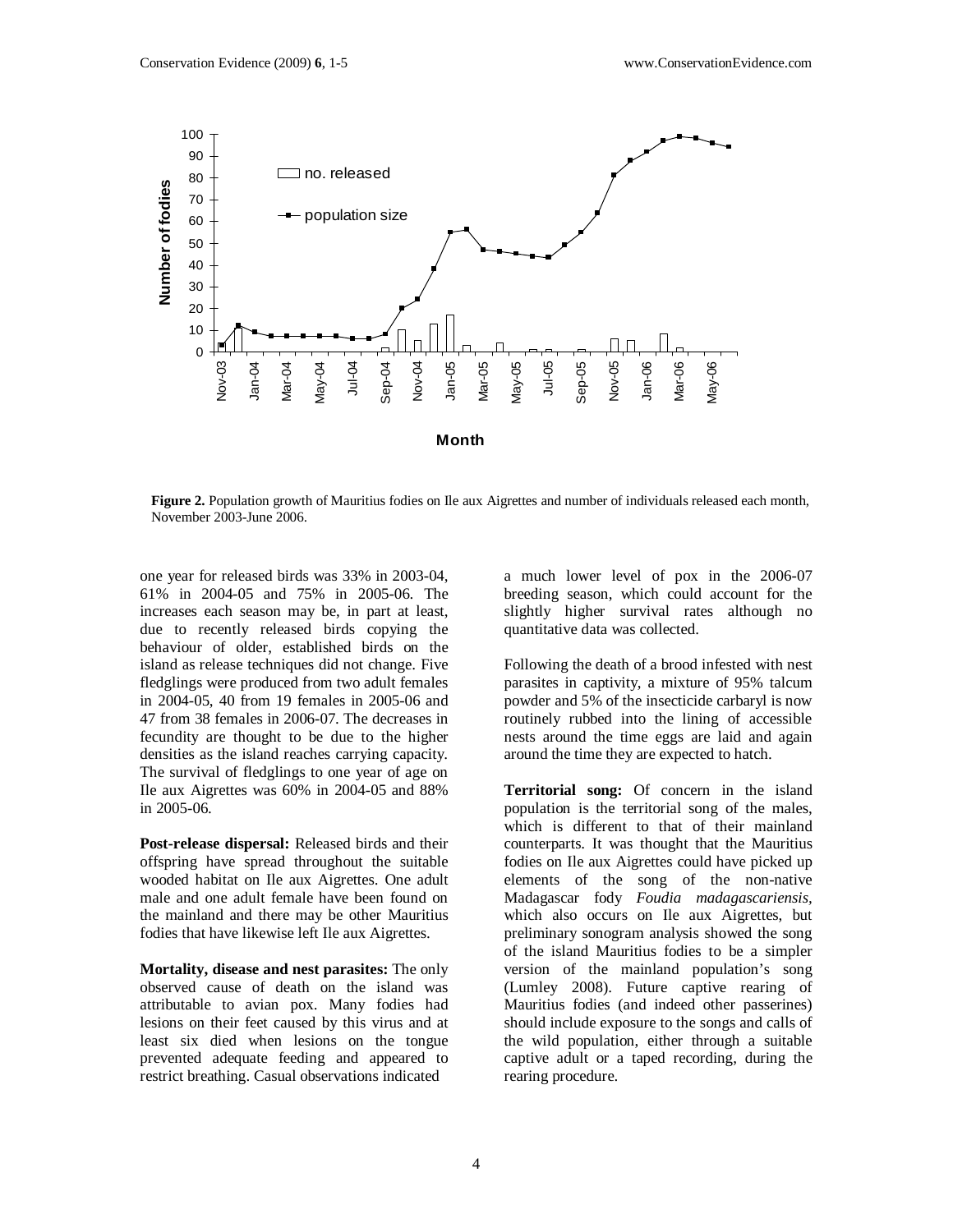**Figure 2.** Population growth of Mauritius fodies on Ile aux Aigrettes and number of individuals released each month, November 2003-June 2006.

one year for released birds was 33% in 2003-04, 61% in 2004-05 and 75% in 2005-06. The increases each season may be, in part at least, due to recently released birds copying the behaviour of older, established birds on the island as release techniques did not change. Five fledglings were produced from two adult females in 2004-05, 40 from 19 females in 2005-06 and 47 from 38 females in 2006-07. The decreases in fecundity are thought to be due to the higher densities as the island reaches carrying capacity. The survival of fledglings to one year of age on Ile aux Aigrettes was 60% in 2004-05 and 88% in 2005-06.

**Post-release dispersal:** Released birds and their offspring have spread throughout the suitable wooded habitat on Ile aux Aigrettes. One adult male and one adult female have been found on the mainland and there may be other Mauritius fodies that have likewise left Ile aux Aigrettes.

**Mortality, disease and nest parasites:** The only observed cause of death on the island was attributable to avian pox. Many fodies had lesions on their feet caused by this virus and at least six died when lesions on the tongue prevented adequate feeding and appeared to restrict breathing. Casual observations indicated a much lower level of pox in the 2006-07 breeding season, which could account for the slightly higher survival rates although no quantitative data was collected.

Following the death of a brood infested with nest parasites in captivity, a mixture of 95% talcum powder and 5% of the insecticide carbaryl is now routinely rubbed into the lining of accessible nests around the time eggs are laid and again around the time they are expected to hatch.

**Territorial song:** Of concern in the island population is the territorial song of the males, which is different to that of their mainland counterparts. It was thought that the Mauritius fodies on Ile aux Aigrettes could have picked up elements of the song of the non-native Madagascar fody *Foudia madagascariensis*, which also occurs on Ile aux Aigrettes, but preliminary sonogram analysis showed the song of the island Mauritius fodies to be a simpler version of the mainland population's song (Lumley 2008). Future captive rearing of Mauritius fodies (and indeed other passerines) should include exposure to the songs and calls of the wild population, either through a suitable captive adult or a taped recording, during the rearing procedure.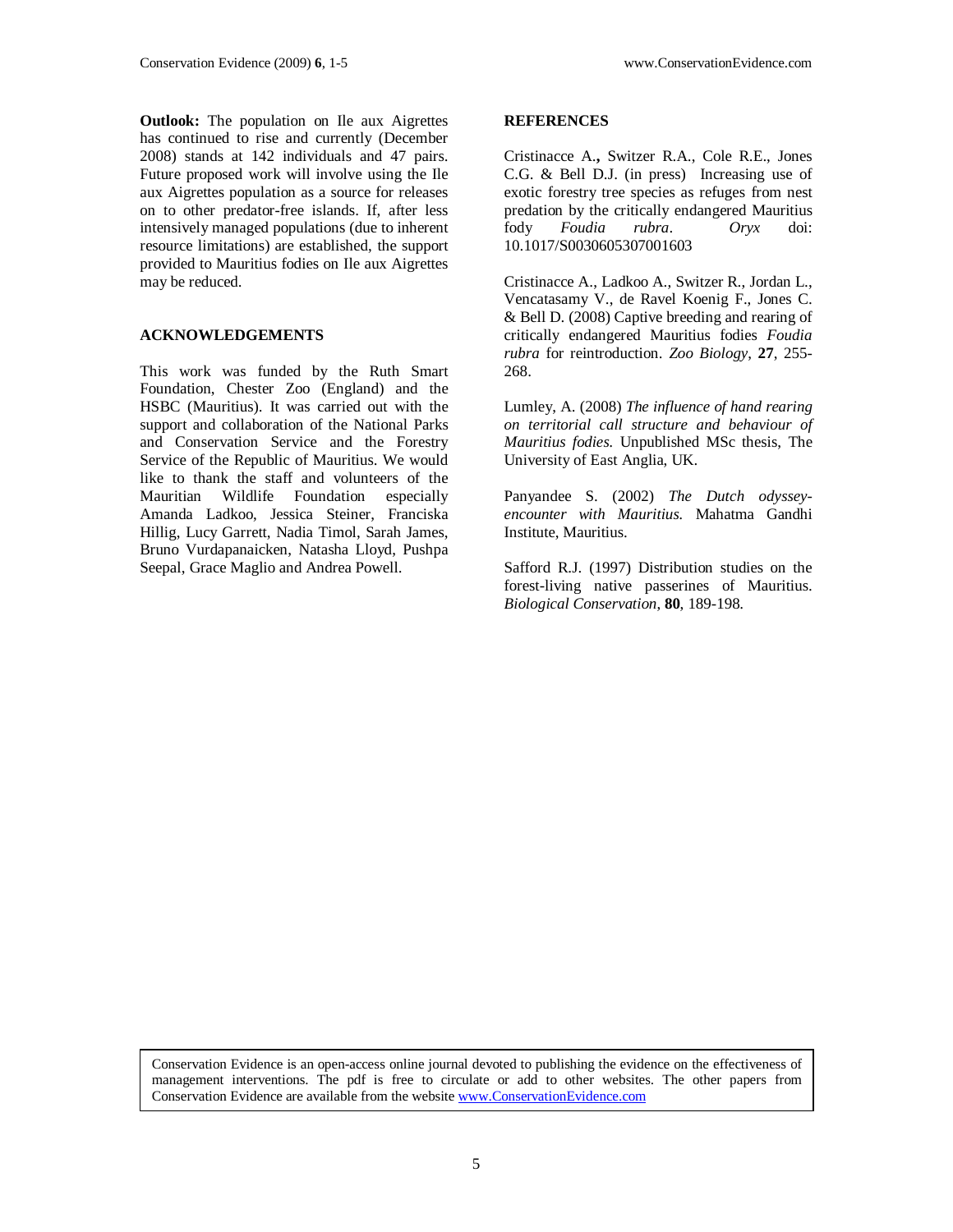**Outlook:** The population on Ile aux Aigrettes has continued to rise and currently (December 2008) stands at 142 individuals and 47 pairs. Future proposed work will involve using the Ile aux Aigrettes population as a source for releases on to other predator-free islands. If, after less intensively managed populations (due to inherent resource limitations) are established, the support provided to Mauritius fodies on Ile aux Aigrettes may be reduced.

## ACKNOWLEDGEMENTS

This work was funded by the Ruth Smart Foundation, Chester Zoo (England) and the HSBC (Mauritius). It was carried out with the support and collaboration of the National Parks and Conservation Service and the Forestry Service of the Republic of Mauritius. We would like to thank the staff and volunteers of the Mauritian Wildlife Foundation especially Amanda Ladkoo, Jessica Steiner, Franciska Hillig, Lucy Garrett, Nadia Timol, Sarah James, Bruno Vurdapanaicken, Natasha Lloyd, Pushpa Seepal, Grace Maglio and Andrea Powell.

## REFERENCES

Cristinacce A., Switzer R.A., Cole R.E., Jones C.G. & Bell D.J. (in press) Increasing use of exotic forestry tree species as refuges from nest predation by the critically endangered Mauritius fody *Foudia rubra*. *Oryx* doi: 10.1017/S0030605307001603

Cristinacce A., Ladkoo A., Switzer R., Jordan L., Vencatasamy V., de Ravel Koenig F., Jones C. & Bell D. (2008) Captive breeding and rearing of critically endangered Mauritius fodies *Foudia rubra* for reintroduction. *Zoo Biology*, **27**, 255-268.

Lumley, A. (2008) *The influence of hand rearing on territorial call structure and behaviour of Mauritius fodies.* Unpublished MSc thesis, The University of East Anglia, UK.

Panyandee S. (2002) *The Dutch odyssey-encounter with Mauritius.* Mahatma Gandhi Institute, Mauritius.

Safford R.J. (1997) Distribution studies on the forest-living native passerines of Mauritius. *Biological Conservation*, **80**, 189-198.

Conservation Evidence is an open-access online journal devoted to publishing the evidence on the effectiveness of management interventions. The pdf is free to circulate or add to other websites. The other papers from Conservation Evidence are available from the website www.ConservationEvidence.com